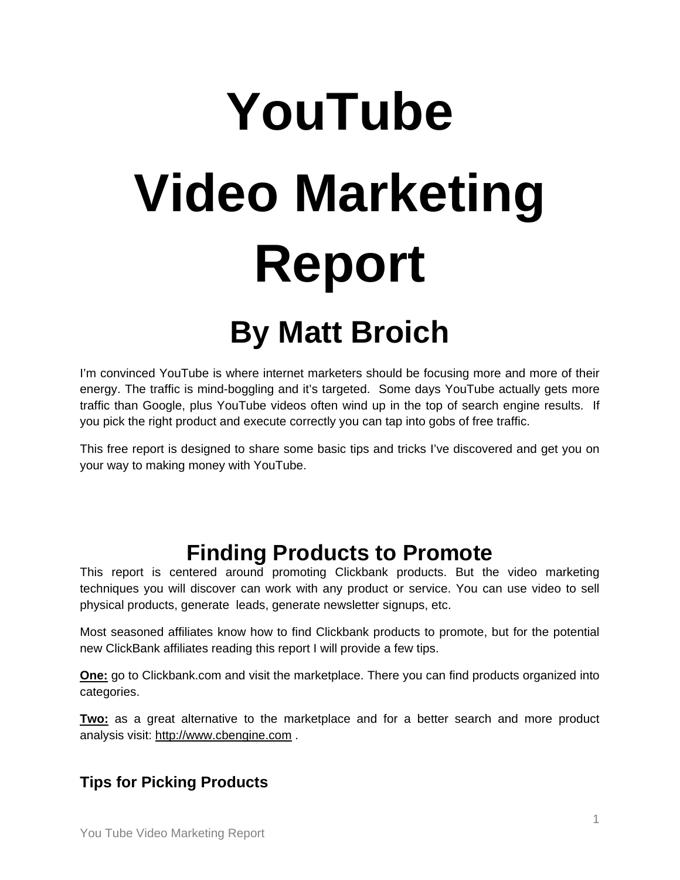# YouTube Video Marketing Report

## By Matt Broich

I'm convinced YouTube is where internet marketers should be focusing more and more of their energy. The traffic is mind-boggling and it's targeted. Some days YouTube actually gets more traffic than Google, plus YouTube videos often wind up in the top of search engine results. If you pick the right product and execute correctly you can tap into gobs of free traffic.

This free report is designed to share some basic tips and tricks I've discovered and get you on your way to making money with YouTube.

## Finding Products to Promote

This report is centered around promoting Clickbank products. But the video marketing techniques you will discover can work with any product or service. You can use video to sell physical products, generate leads, generate newsletter signups, etc.

Most seasoned affiliates know how to find Clickbank products to promote, but for the potential new ClickBank affiliates reading this report I will provide a few tips.

**One:** go to Clickbank.com and visit the marketplace. There you can find products organized into categories.

**Two:** as a great alternative to the marketplace and for a better search and more product analysis visit: http://www.cbengine.com .

### Tips for Picking Products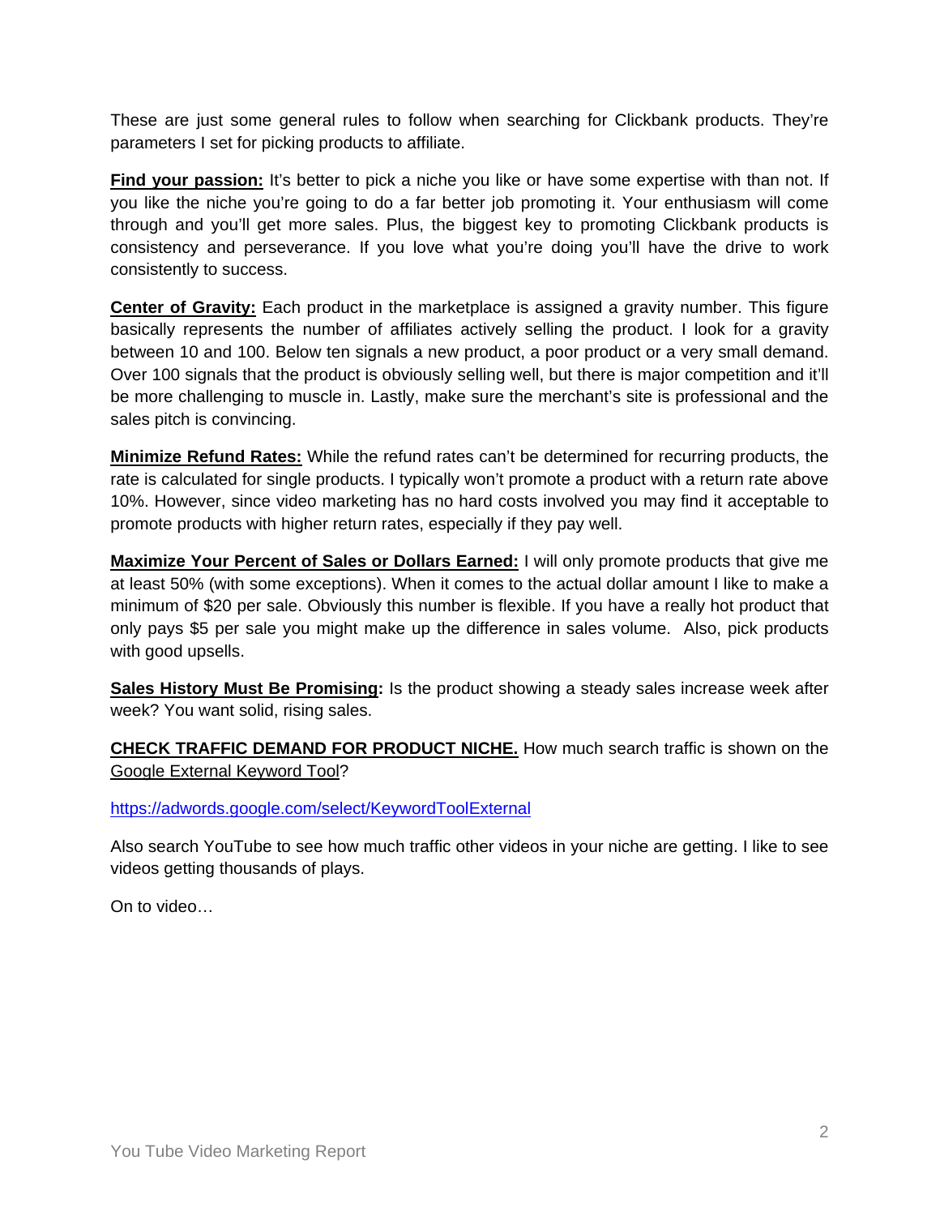These are just some general rules to follow when searching for Clickbank products. They're parameters I set for picking products to affiliate.

**Find your passion:** It's better to pick a niche you like or have some expertise with than not. If you like the niche you're going to do a far better job promoting it. Your enthusiasm will come through and you'll get more sales. Plus, the biggest key to promoting Clickbank products is consistency and perseverance. If you love what you're doing you'll have the drive to work consistently to success.

**Center of Gravity:** Each product in the marketplace is assigned a gravity number. This figure basically represents the number of affiliates actively selling the product. I look for a gravity between 10 and 100. Below ten signals a new product, a poor product or a very small demand. Over 100 signals that the product is obviously selling well, but there is major competition and it'll be more challenging to muscle in. Lastly, make sure the merchant's site is professional and the sales pitch is convincing.

**Minimize Refund Rates:** While the refund rates can't be determined for recurring products, the rate is calculated for single products. I typically won't promote a product with a return rate above 10%. However, since video marketing has no hard costs involved you may find it acceptable to promote products with higher return rates, especially if they pay well.

**Maximize Your Percent of Sales or Dollars Earned:** I will only promote products that give me at least 50% (with some exceptions). When it comes to the actual dollar amount I like to make a minimum of $20 per sale. Obviously this number is flexible. If you have a really hot product that only pays $5 per sale you might make up the difference in sales volume. Also, pick products with good upsells.

**Sales History Must Be Promising:** Is the product showing a steady sales increase week after week? You want solid, rising sales.

**CHECK TRAFFIC DEMAND FOR PRODUCT NICHE.** How much search traffic is shown on the Google External Keyword Tool?

https://adwords.google.com/select/KeywordToolExternal

Also search YouTube to see how much traffic other videos in your niche are getting. I like to see videos getting thousands of plays.

On to video…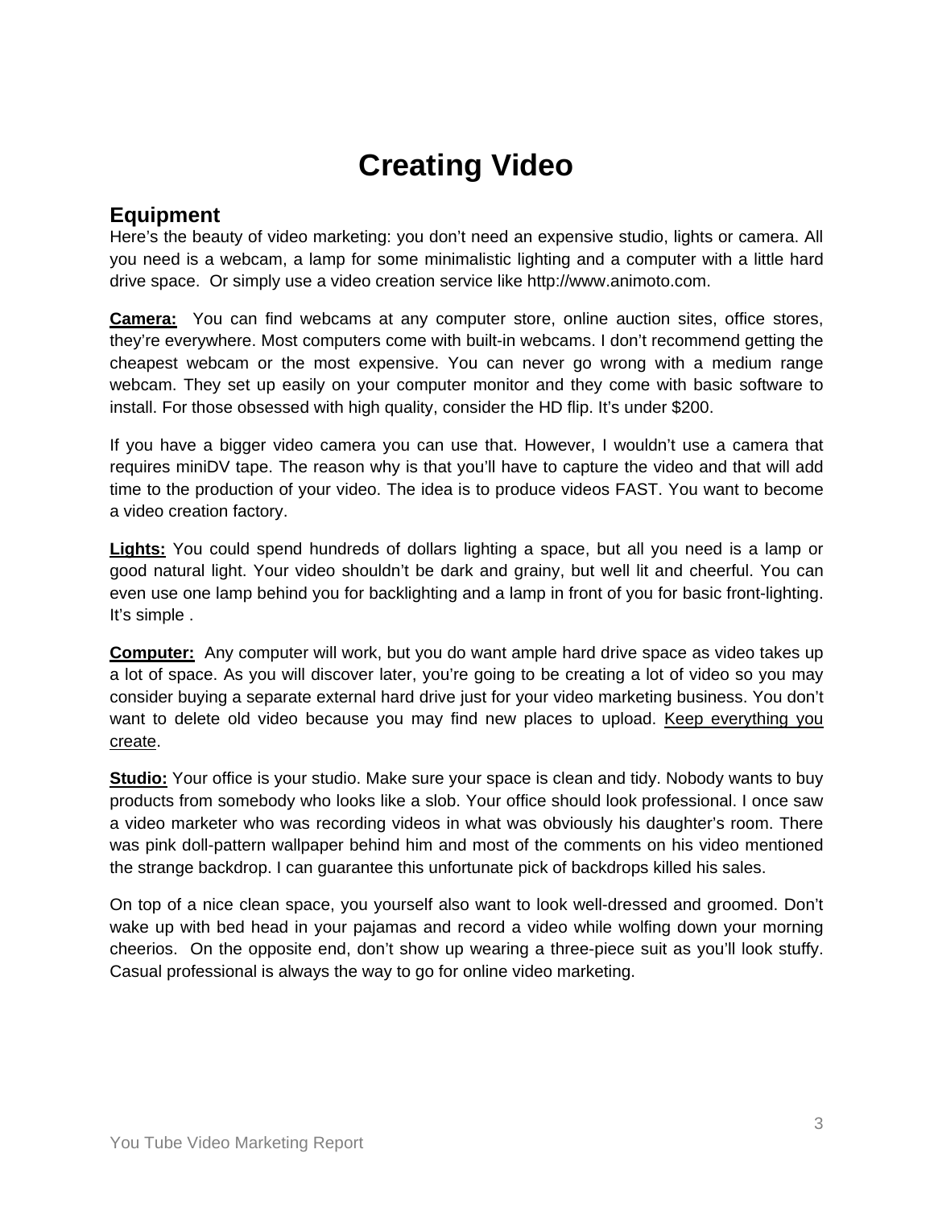# Creating Video

## Equipment

Here's the beauty of video marketing: you don't need an expensive studio, lights or camera. All you need is a webcam, a lamp for some minimalistic lighting and a computer with a little hard drive space.  Or simply use a video creation service like http://www.animoto.com.

**Camera:**  You can find webcams at any computer store, online auction sites, office stores, they're everywhere. Most computers come with built-in webcams. I don't recommend getting the cheapest webcam or the most expensive. You can never go wrong with a medium range webcam. They set up easily on your computer monitor and they come with basic software to install. For those obsessed with high quality, consider the HD flip. It's under $200.

If you have a bigger video camera you can use that. However, I wouldn't use a camera that requires miniDV tape. The reason why is that you'll have to capture the video and that will add time to the production of your video. The idea is to produce videos FAST. You want to become a video creation factory.

**Lights:** You could spend hundreds of dollars lighting a space, but all you need is a lamp or good natural light. Your video shouldn't be dark and grainy, but well lit and cheerful. You can even use one lamp behind you for backlighting and a lamp in front of you for basic front-lighting. It's simple .

**Computer:**  Any computer will work, but you do want ample hard drive space as video takes up a lot of space. As you will discover later, you're going to be creating a lot of video so you may consider buying a separate external hard drive just for your video marketing business. You don't want to delete old video because you may find new places to upload. Keep everything you create.

**Studio:** Your office is your studio. Make sure your space is clean and tidy. Nobody wants to buy products from somebody who looks like a slob. Your office should look professional. I once saw a video marketer who was recording videos in what was obviously his daughter's room. There was pink doll-pattern wallpaper behind him and most of the comments on his video mentioned the strange backdrop. I can guarantee this unfortunate pick of backdrops killed his sales.

On top of a nice clean space, you yourself also want to look well-dressed and groomed. Don't wake up with bed head in your pajamas and record a video while wolfing down your morning cheerios.  On the opposite end, don't show up wearing a three-piece suit as you'll look stuffy. Casual professional is always the way to go for online video marketing.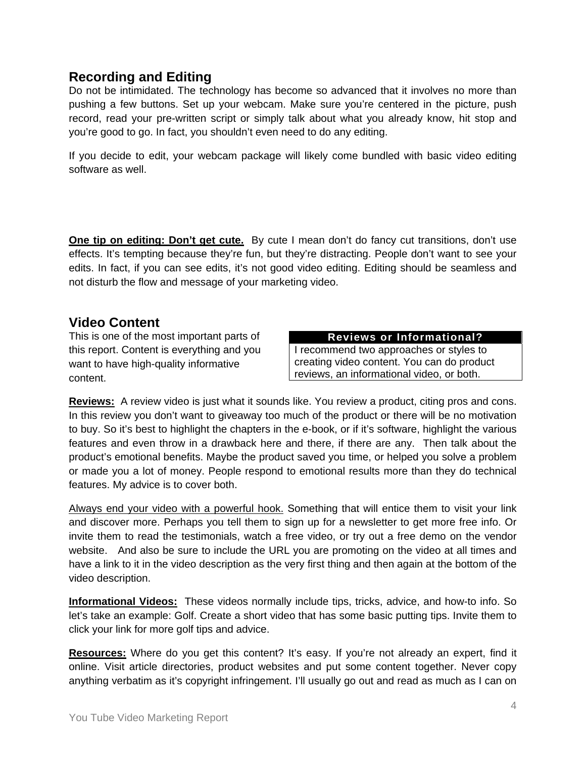## Recording and Editing

Do not be intimidated. The technology has become so advanced that it involves no more than pushing a few buttons. Set up your webcam. Make sure you're centered in the picture, push record, read your pre-written script or simply talk about what you already know, hit stop and you're good to go. In fact, you shouldn't even need to do any editing.

If you decide to edit, your webcam package will likely come bundled with basic video editing software as well.

**One tip on editing: Don't get cute.** By cute I mean don't do fancy cut transitions, don't use effects. It's tempting because they're fun, but they're distracting. People don't want to see your edits. In fact, if you can see edits, it's not good video editing. Editing should be seamless and not disturb the flow and message of your marketing video.

## Video Content

This is one of the most important parts of this report. Content is everything and you want to have high-quality informative content.

| Reviews or Informational? |
| --- |
| I recommend two approaches or styles to creating video content. You can do product reviews, an informational video, or both. |

**Reviews:** A review video is just what it sounds like. You review a product, citing pros and cons. In this review you don't want to giveaway too much of the product or there will be no motivation to buy. So it's best to highlight the chapters in the e-book, or if it's software, highlight the various features and even throw in a drawback here and there, if there are any. Then talk about the product's emotional benefits. Maybe the product saved you time, or helped you solve a problem or made you a lot of money. People respond to emotional results more than they do technical features. My advice is to cover both.

Always end your video with a powerful hook. Something that will entice them to visit your link and discover more. Perhaps you tell them to sign up for a newsletter to get more free info. Or invite them to read the testimonials, watch a free video, or try out a free demo on the vendor website. And also be sure to include the URL you are promoting on the video at all times and have a link to it in the video description as the very first thing and then again at the bottom of the video description.

**Informational Videos:** These videos normally include tips, tricks, advice, and how-to info. So let's take an example: Golf. Create a short video that has some basic putting tips. Invite them to click your link for more golf tips and advice.

**Resources:** Where do you get this content? It's easy. If you're not already an expert, find it online. Visit article directories, product websites and put some content together. Never copy anything verbatim as it's copyright infringement. I'll usually go out and read as much as I can on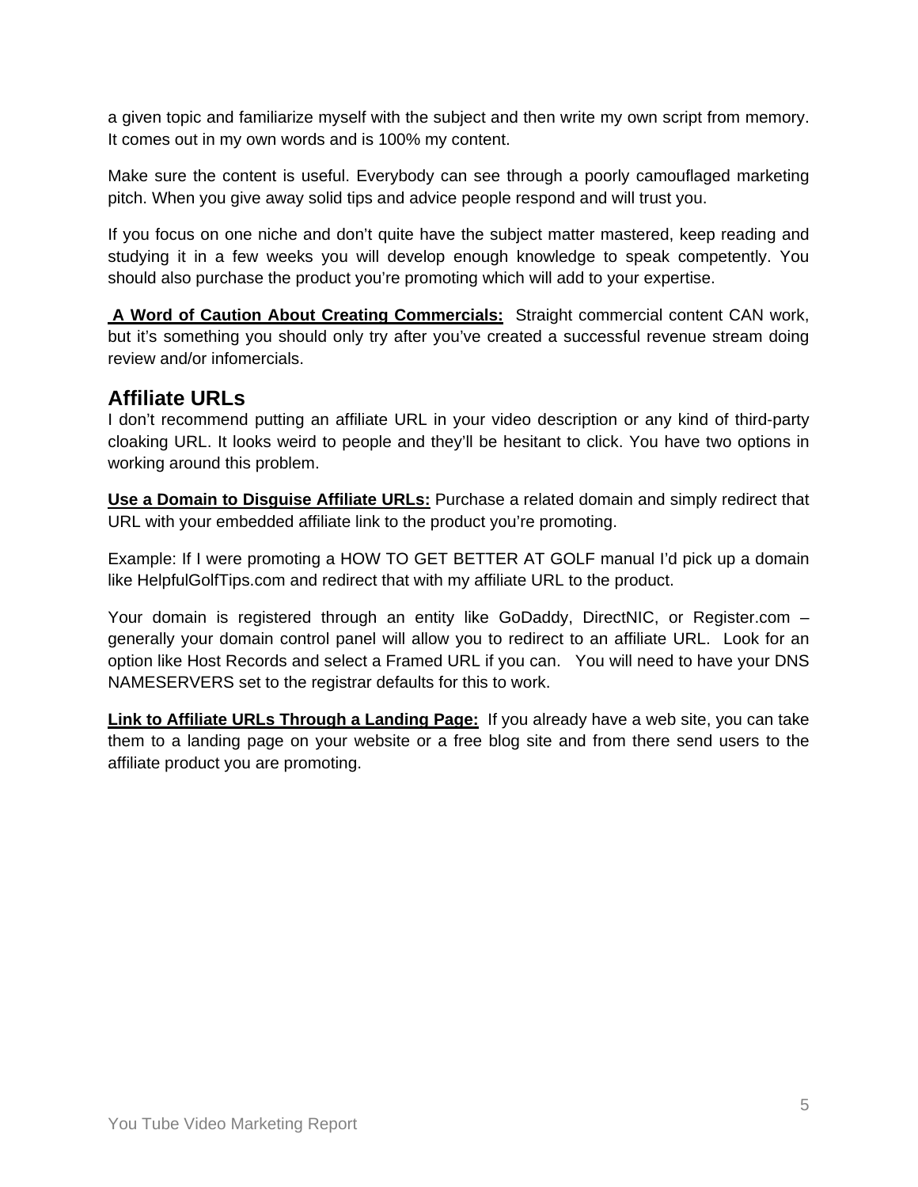a given topic and familiarize myself with the subject and then write my own script from memory. It comes out in my own words and is 100% my content.

Make sure the content is useful. Everybody can see through a poorly camouflaged marketing pitch. When you give away solid tips and advice people respond and will trust you.

If you focus on one niche and don't quite have the subject matter mastered, keep reading and studying it in a few weeks you will develop enough knowledge to speak competently. You should also purchase the product you're promoting which will add to your expertise.

**A Word of Caution About Creating Commercials:** Straight commercial content CAN work, but it's something you should only try after you've created a successful revenue stream doing review and/or infomercials.

## Affiliate URLs

I don't recommend putting an affiliate URL in your video description or any kind of third-party cloaking URL. It looks weird to people and they'll be hesitant to click. You have two options in working around this problem.

**Use a Domain to Disguise Affiliate URLs:** Purchase a related domain and simply redirect that URL with your embedded affiliate link to the product you're promoting.

Example: If I were promoting a HOW TO GET BETTER AT GOLF manual I'd pick up a domain like HelpfulGolfTips.com and redirect that with my affiliate URL to the product.

Your domain is registered through an entity like GoDaddy, DirectNIC, or Register.com – generally your domain control panel will allow you to redirect to an affiliate URL. Look for an option like Host Records and select a Framed URL if you can. You will need to have your DNS NAMESERVERS set to the registrar defaults for this to work.

**Link to Affiliate URLs Through a Landing Page:** If you already have a web site, you can take them to a landing page on your website or a free blog site and from there send users to the affiliate product you are promoting.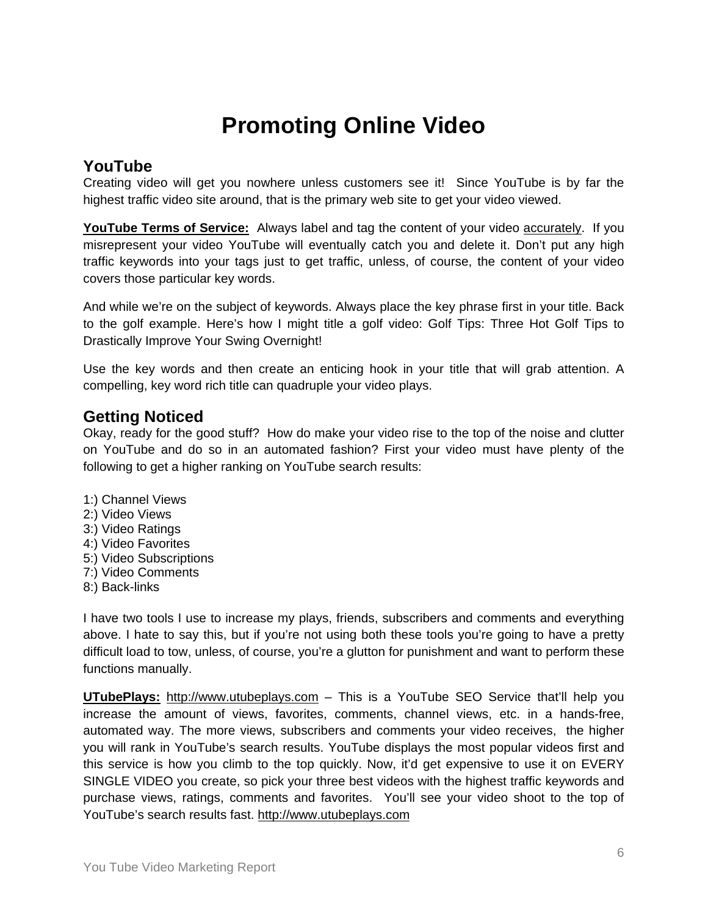# Promoting Online Video

## YouTube

Creating video will get you nowhere unless customers see it! Since YouTube is by far the highest traffic video site around, that is the primary web site to get your video viewed.

**YouTube Terms of Service:** Always label and tag the content of your video accurately. If you misrepresent your video YouTube will eventually catch you and delete it. Don't put any high traffic keywords into your tags just to get traffic, unless, of course, the content of your video covers those particular key words.

And while we're on the subject of keywords. Always place the key phrase first in your title. Back to the golf example. Here's how I might title a golf video: Golf Tips: Three Hot Golf Tips to Drastically Improve Your Swing Overnight!

Use the key words and then create an enticing hook in your title that will grab attention. A compelling, key word rich title can quadruple your video plays.

## Getting Noticed

Okay, ready for the good stuff? How do make your video rise to the top of the noise and clutter on YouTube and do so in an automated fashion? First your video must have plenty of the following to get a higher ranking on YouTube search results:

1:) Channel Views
2:) Video Views
3:) Video Ratings
4:) Video Favorites
5:) Video Subscriptions
7:) Video Comments
8:) Back-links

I have two tools I use to increase my plays, friends, subscribers and comments and everything above. I hate to say this, but if you're not using both these tools you're going to have a pretty difficult load to tow, unless, of course, you're a glutton for punishment and want to perform these functions manually.

**UTubePlays:** http://www.utubeplays.com – This is a YouTube SEO Service that'll help you increase the amount of views, favorites, comments, channel views, etc. in a hands-free, automated way. The more views, subscribers and comments your video receives, the higher you will rank in YouTube's search results. YouTube displays the most popular videos first and this service is how you climb to the top quickly. Now, it'd get expensive to use it on EVERY SINGLE VIDEO you create, so pick your three best videos with the highest traffic keywords and purchase views, ratings, comments and favorites. You'll see your video shoot to the top of YouTube's search results fast. http://www.utubeplays.com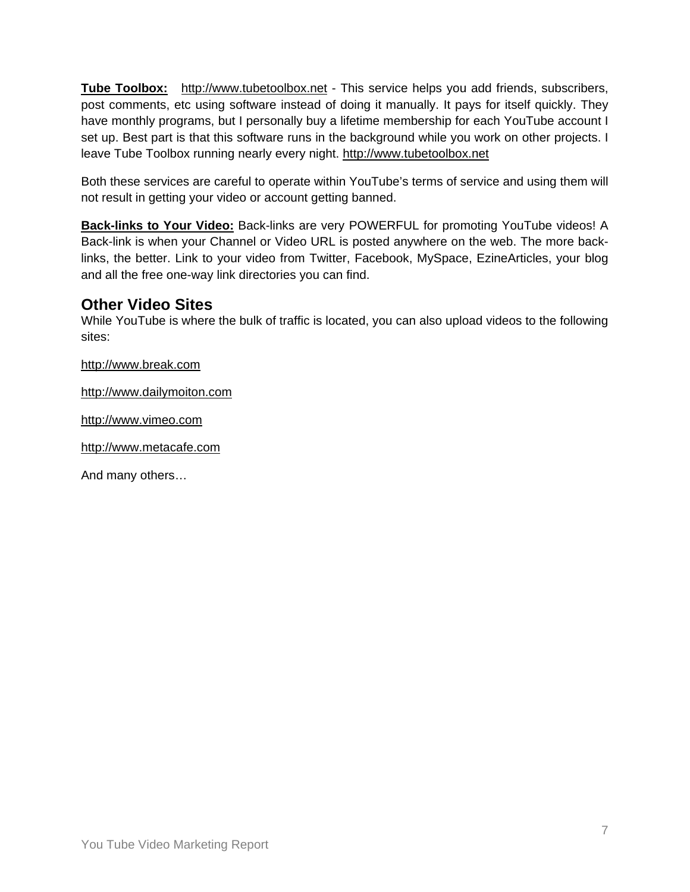**Tube Toolbox:** http://www.tubetoolbox.net - This service helps you add friends, subscribers, post comments, etc using software instead of doing it manually. It pays for itself quickly. They have monthly programs, but I personally buy a lifetime membership for each YouTube account I set up. Best part is that this software runs in the background while you work on other projects. I leave Tube Toolbox running nearly every night. http://www.tubetoolbox.net

Both these services are careful to operate within YouTube's terms of service and using them will not result in getting your video or account getting banned.

**Back-links to Your Video:** Back-links are very POWERFUL for promoting YouTube videos! A Back-link is when your Channel or Video URL is posted anywhere on the web. The more back-links, the better. Link to your video from Twitter, Facebook, MySpace, EzineArticles, your blog and all the free one-way link directories you can find.

## Other Video Sites

While YouTube is where the bulk of traffic is located, you can also upload videos to the following sites:

http://www.break.com

http://www.dailymoiton.com

http://www.vimeo.com

http://www.metacafe.com

And many others…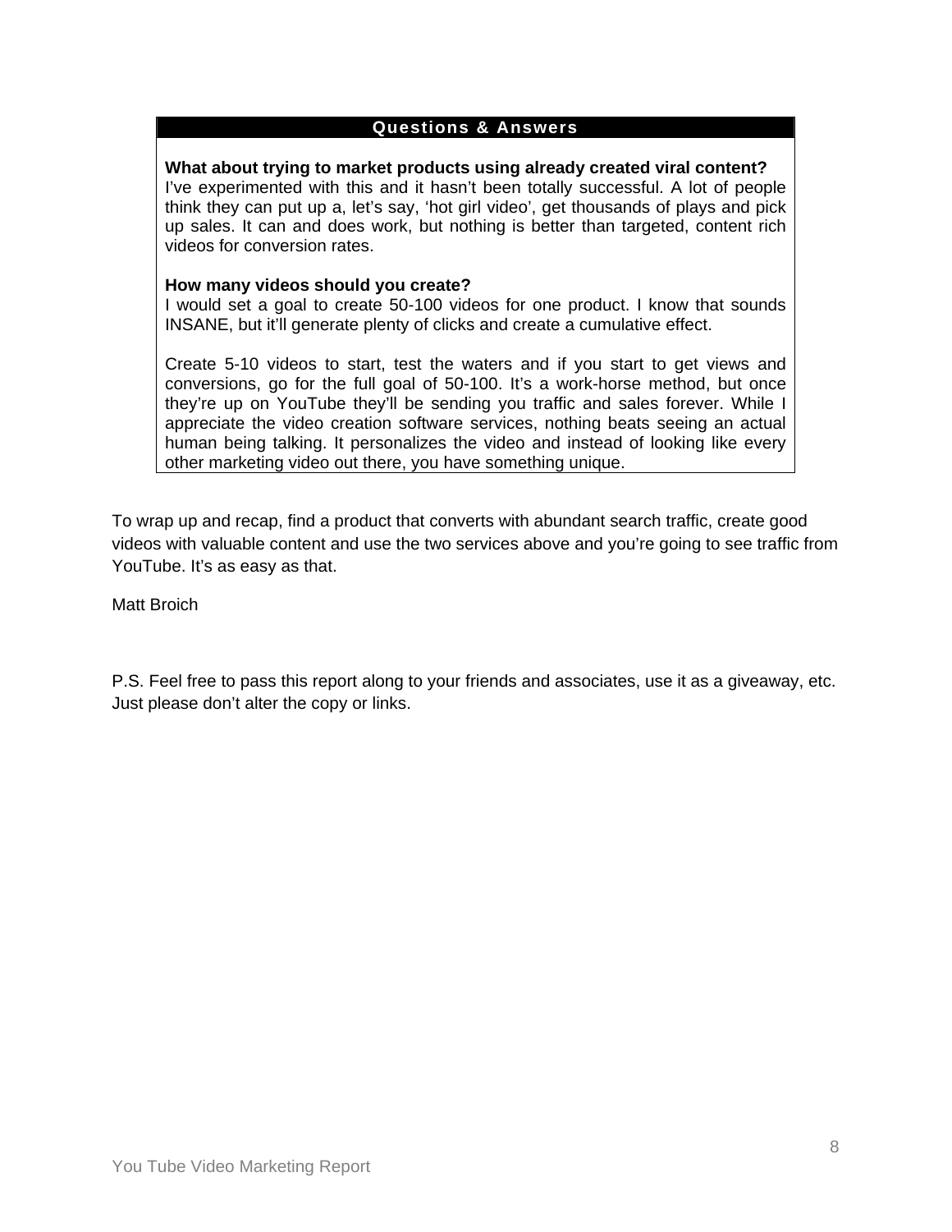**Questions & Answers**

**What about trying to market products using already created viral content?**
I've experimented with this and it hasn't been totally successful. A lot of people think they can put up a, let's say, 'hot girl video', get thousands of plays and pick up sales. It can and does work, but nothing is better than targeted, content rich videos for conversion rates.

**How many videos should you create?**
I would set a goal to create 50-100 videos for one product. I know that sounds INSANE, but it'll generate plenty of clicks and create a cumulative effect.

Create 5-10 videos to start, test the waters and if you start to get views and conversions, go for the full goal of 50-100. It's a work-horse method, but once they're up on YouTube they'll be sending you traffic and sales forever. While I appreciate the video creation software services, nothing beats seeing an actual human being talking. It personalizes the video and instead of looking like every other marketing video out there, you have something unique.

To wrap up and recap, find a product that converts with abundant search traffic, create good videos with valuable content and use the two services above and you're going to see traffic from YouTube. It's as easy as that.

Matt Broich

P.S. Feel free to pass this report along to your friends and associates, use it as a giveaway, etc. Just please don't alter the copy or links.